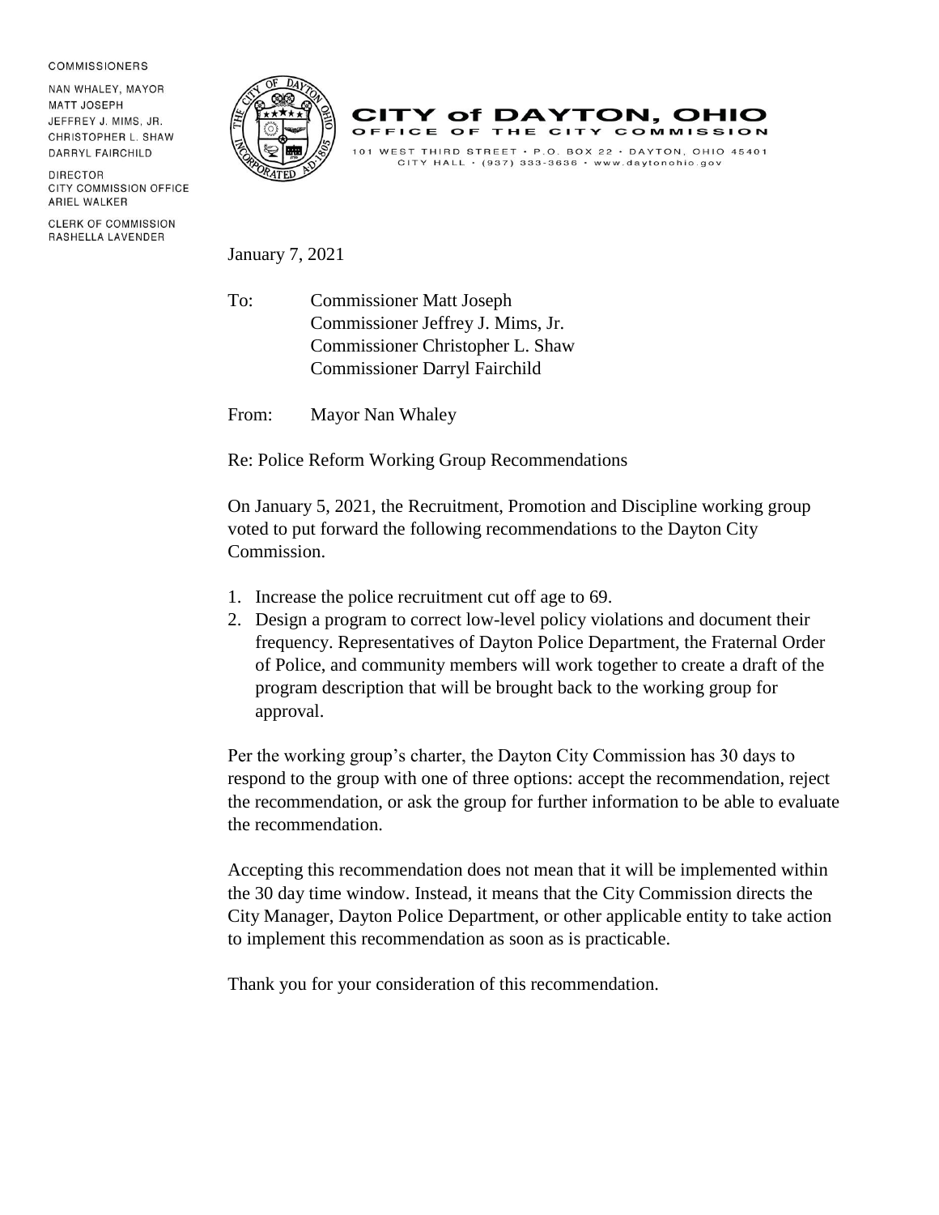COMMISSIONERS

NAN WHALEY, MAYOR
MATT JOSEPH
JEFFREY J. MIMS, JR.
CHRISTOPHER L. SHAW
DARRYL FAIRCHILD

DIRECTOR
CITY COMMISSION OFFICE
ARIEL WALKER

CLERK OF COMMISSION
RASHELLA LAVENDER

# CITY of DAYTON, OHIO

## OFFICE OF THE CITY COMMISSION

101 WEST THIRD STREET • P.O. BOX 22 • DAYTON, OHIO 45401
CITY HALL • (937) 333-3636 • www.daytonohio.gov

January 7, 2021

To: Commissioner Matt Joseph
Commissioner Jeffrey J. Mims, Jr.
Commissioner Christopher L. Shaw
Commissioner Darryl Fairchild

From: Mayor Nan Whaley

Re: Police Reform Working Group Recommendations

On January 5, 2021, the Recruitment, Promotion and Discipline working group voted to put forward the following recommendations to the Dayton City Commission.

1. Increase the police recruitment cut off age to 69.
2. Design a program to correct low-level policy violations and document their frequency. Representatives of Dayton Police Department, the Fraternal Order of Police, and community members will work together to create a draft of the program description that will be brought back to the working group for approval.

Per the working group's charter, the Dayton City Commission has 30 days to respond to the group with one of three options: accept the recommendation, reject the recommendation, or ask the group for further information to be able to evaluate the recommendation.

Accepting this recommendation does not mean that it will be implemented within the 30 day time window. Instead, it means that the City Commission directs the City Manager, Dayton Police Department, or other applicable entity to take action to implement this recommendation as soon as is practicable.

Thank you for your consideration of this recommendation.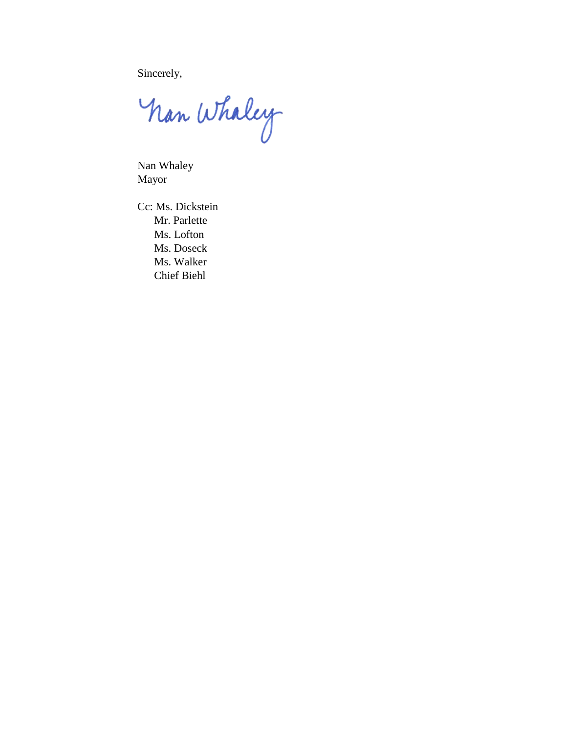Sincerely,

Nan Whaley

Nan Whaley
Mayor

Cc: Ms. Dickstein
Mr. Parlette
Ms. Lofton
Ms. Doseck
Ms. Walker
Chief Biehl